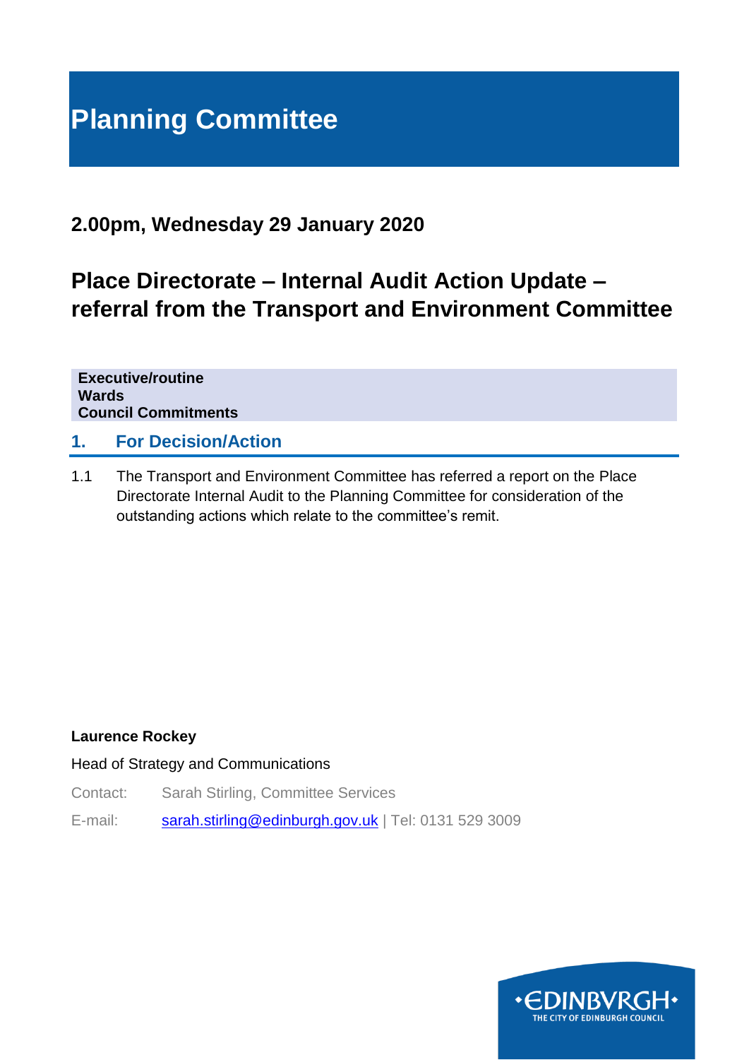# Planning Committee

## 2.00pm, Wednesday 29 January 2020

## Place Directorate – Internal Audit Action Update – referral from the Transport and Environment Committee

**Executive/routine**
**Wards**
**Council Commitments**

## 1. For Decision/Action

1.1 The Transport and Environment Committee has referred a report on the Place Directorate Internal Audit to the Planning Committee for consideration of the outstanding actions which relate to the committee's remit.

**Laurence Rockey**

Head of Strategy and Communications

Contact: Sarah Stirling, Committee Services

E-mail: sarah.stirling@edinburgh.gov.uk | Tel: 0131 529 3009

•EDINBVRGH•
THE CITY OF EDINBURGH COUNCIL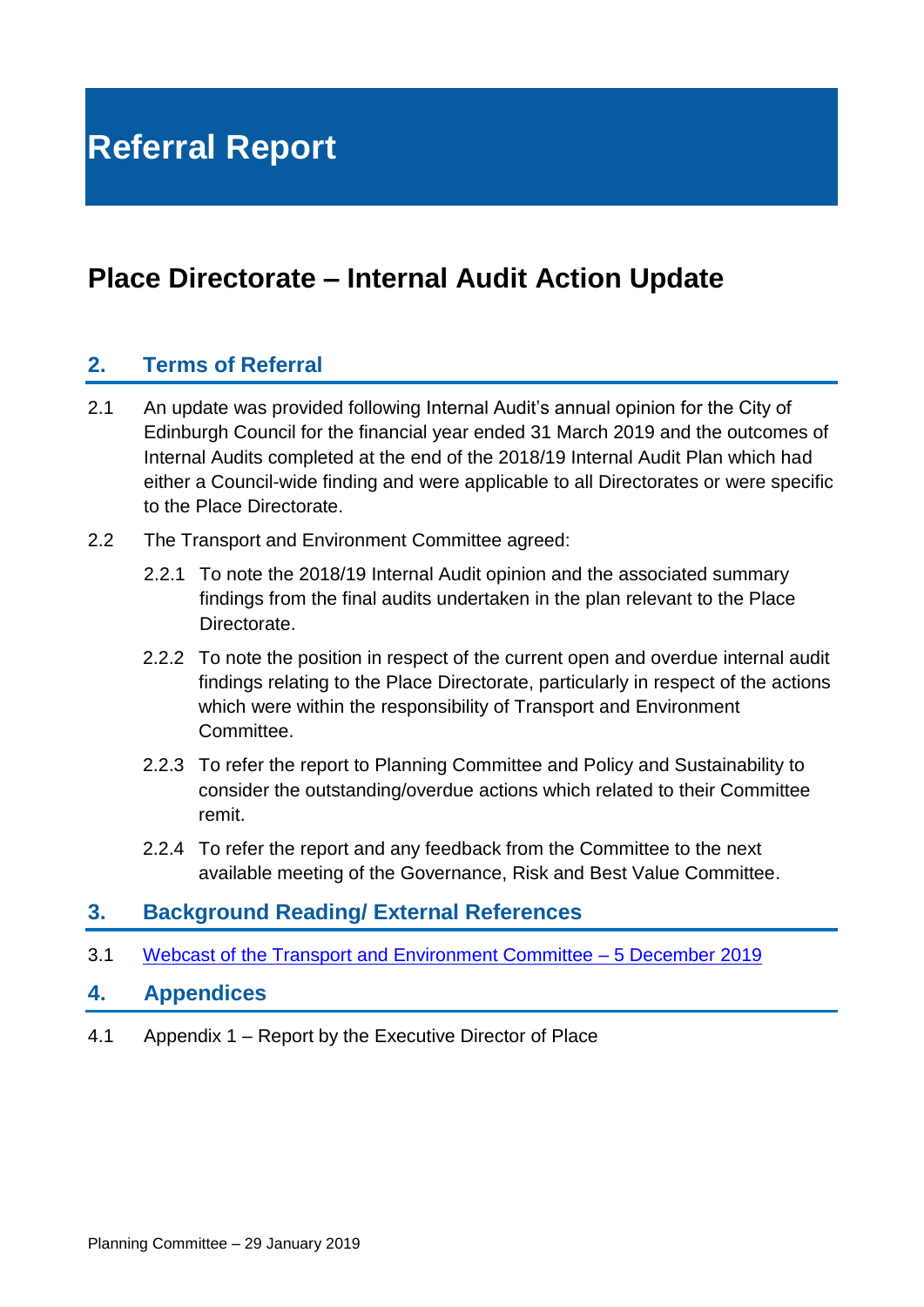# Referral Report

## Place Directorate – Internal Audit Action Update

### 2. Terms of Referral

2.1 An update was provided following Internal Audit's annual opinion for the City of Edinburgh Council for the financial year ended 31 March 2019 and the outcomes of Internal Audits completed at the end of the 2018/19 Internal Audit Plan which had either a Council-wide finding and were applicable to all Directorates or were specific to the Place Directorate.

2.2 The Transport and Environment Committee agreed:

2.2.1 To note the 2018/19 Internal Audit opinion and the associated summary findings from the final audits undertaken in the plan relevant to the Place Directorate.

2.2.2 To note the position in respect of the current open and overdue internal audit findings relating to the Place Directorate, particularly in respect of the actions which were within the responsibility of Transport and Environment Committee.

2.2.3 To refer the report to Planning Committee and Policy and Sustainability to consider the outstanding/overdue actions which related to their Committee remit.

2.2.4 To refer the report and any feedback from the Committee to the next available meeting of the Governance, Risk and Best Value Committee.

### 3. Background Reading/ External References

3.1 Webcast of the Transport and Environment Committee – 5 December 2019

### 4. Appendices

4.1 Appendix 1 – Report by the Executive Director of Place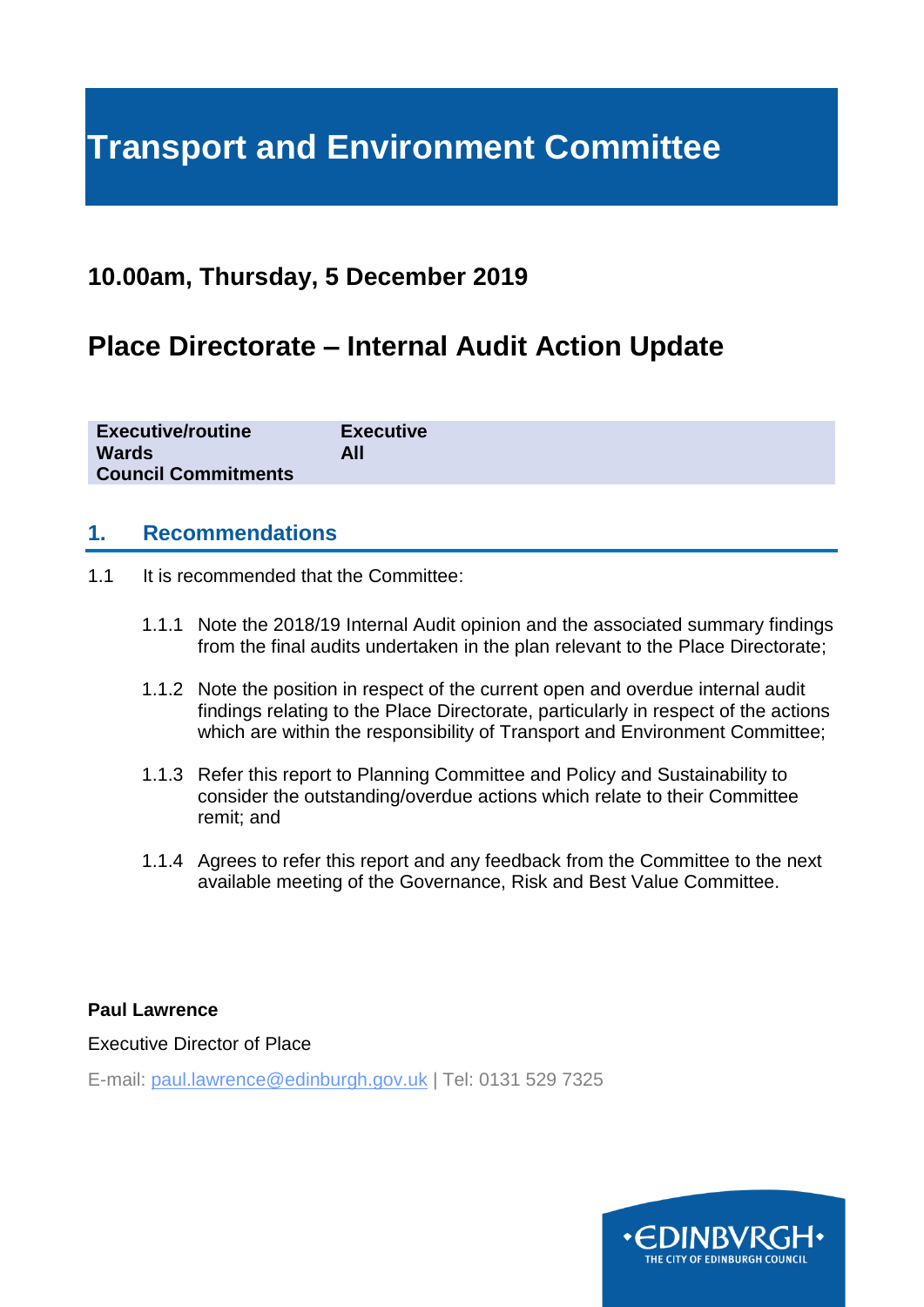# Transport and Environment Committee

## 10.00am, Thursday, 5 December 2019

## Place Directorate – Internal Audit Action Update

| | |
|---|---|
| **Executive/routine** | **Executive** |
| **Wards** | **All** |
| **Council Commitments** | |

## 1. Recommendations

1.1 It is recommended that the Committee:

1.1.1 Note the 2018/19 Internal Audit opinion and the associated summary findings from the final audits undertaken in the plan relevant to the Place Directorate;

1.1.2 Note the position in respect of the current open and overdue internal audit findings relating to the Place Directorate, particularly in respect of the actions which are within the responsibility of Transport and Environment Committee;

1.1.3 Refer this report to Planning Committee and Policy and Sustainability to consider the outstanding/overdue actions which relate to their Committee remit; and

1.1.4 Agrees to refer this report and any feedback from the Committee to the next available meeting of the Governance, Risk and Best Value Committee.

**Paul Lawrence**

Executive Director of Place

E-mail: paul.lawrence@edinburgh.gov.uk | Tel: 0131 529 7325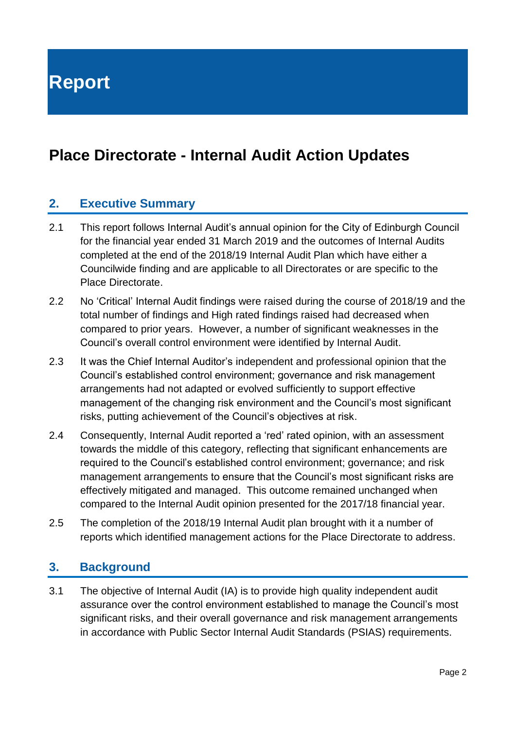# Report

# Place Directorate - Internal Audit Action Updates

## 2. Executive Summary

2.1 This report follows Internal Audit's annual opinion for the City of Edinburgh Council for the financial year ended 31 March 2019 and the outcomes of Internal Audits completed at the end of the 2018/19 Internal Audit Plan which have either a Councilwide finding and are applicable to all Directorates or are specific to the Place Directorate.

2.2 No 'Critical' Internal Audit findings were raised during the course of 2018/19 and the total number of findings and High rated findings raised had decreased when compared to prior years. However, a number of significant weaknesses in the Council's overall control environment were identified by Internal Audit.

2.3 It was the Chief Internal Auditor's independent and professional opinion that the Council's established control environment; governance and risk management arrangements had not adapted or evolved sufficiently to support effective management of the changing risk environment and the Council's most significant risks, putting achievement of the Council's objectives at risk.

2.4 Consequently, Internal Audit reported a 'red' rated opinion, with an assessment towards the middle of this category, reflecting that significant enhancements are required to the Council's established control environment; governance; and risk management arrangements to ensure that the Council's most significant risks are effectively mitigated and managed. This outcome remained unchanged when compared to the Internal Audit opinion presented for the 2017/18 financial year.

2.5 The completion of the 2018/19 Internal Audit plan brought with it a number of reports which identified management actions for the Place Directorate to address.

## 3. Background

3.1 The objective of Internal Audit (IA) is to provide high quality independent audit assurance over the control environment established to manage the Council's most significant risks, and their overall governance and risk management arrangements in accordance with Public Sector Internal Audit Standards (PSIAS) requirements.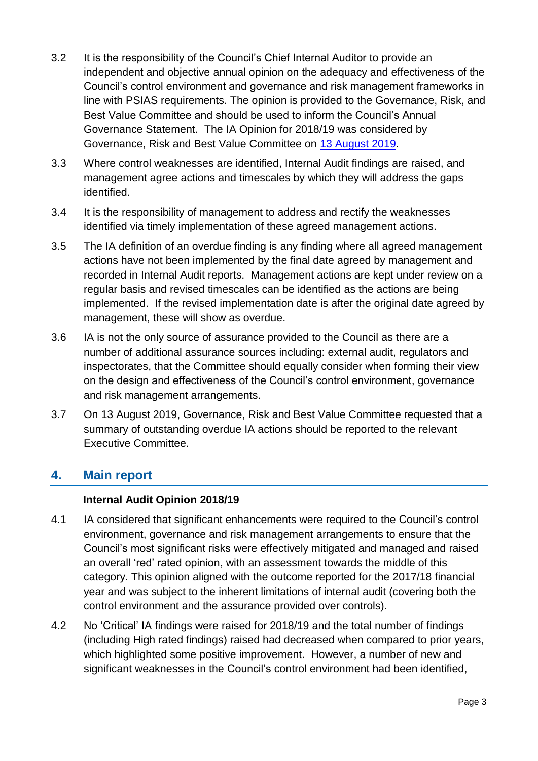3.2 It is the responsibility of the Council's Chief Internal Auditor to provide an independent and objective annual opinion on the adequacy and effectiveness of the Council's control environment and governance and risk management frameworks in line with PSIAS requirements. The opinion is provided to the Governance, Risk, and Best Value Committee and should be used to inform the Council's Annual Governance Statement. The IA Opinion for 2018/19 was considered by Governance, Risk and Best Value Committee on 13 August 2019.

3.3 Where control weaknesses are identified, Internal Audit findings are raised, and management agree actions and timescales by which they will address the gaps identified.

3.4 It is the responsibility of management to address and rectify the weaknesses identified via timely implementation of these agreed management actions.

3.5 The IA definition of an overdue finding is any finding where all agreed management actions have not been implemented by the final date agreed by management and recorded in Internal Audit reports. Management actions are kept under review on a regular basis and revised timescales can be identified as the actions are being implemented. If the revised implementation date is after the original date agreed by management, these will show as overdue.

3.6 IA is not the only source of assurance provided to the Council as there are a number of additional assurance sources including: external audit, regulators and inspectorates, that the Committee should equally consider when forming their view on the design and effectiveness of the Council's control environment, governance and risk management arrangements.

3.7 On 13 August 2019, Governance, Risk and Best Value Committee requested that a summary of outstanding overdue IA actions should be reported to the relevant Executive Committee.

## 4. Main report

**Internal Audit Opinion 2018/19**

4.1 IA considered that significant enhancements were required to the Council's control environment, governance and risk management arrangements to ensure that the Council's most significant risks were effectively mitigated and managed and raised an overall 'red' rated opinion, with an assessment towards the middle of this category. This opinion aligned with the outcome reported for the 2017/18 financial year and was subject to the inherent limitations of internal audit (covering both the control environment and the assurance provided over controls).

4.2 No 'Critical' IA findings were raised for 2018/19 and the total number of findings (including High rated findings) raised had decreased when compared to prior years, which highlighted some positive improvement. However, a number of new and significant weaknesses in the Council's control environment had been identified,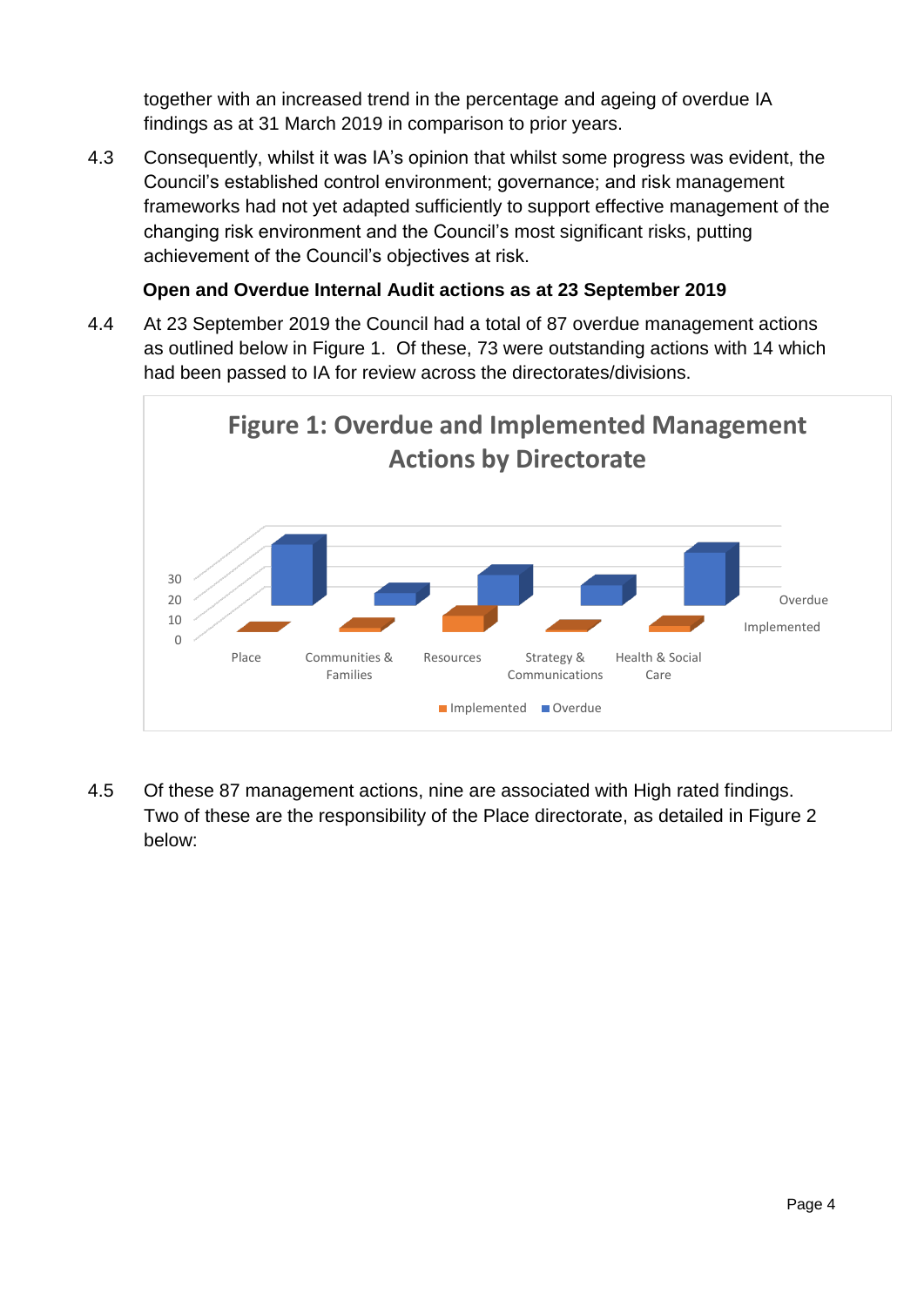together with an increased trend in the percentage and ageing of overdue IA findings as at 31 March 2019 in comparison to prior years.

4.3 Consequently, whilst it was IA's opinion that whilst some progress was evident, the Council's established control environment; governance; and risk management frameworks had not yet adapted sufficiently to support effective management of the changing risk environment and the Council's most significant risks, putting achievement of the Council's objectives at risk.

**Open and Overdue Internal Audit actions as at 23 September 2019**

4.4 At 23 September 2019 the Council had a total of 87 overdue management actions as outlined below in Figure 1. Of these, 73 were outstanding actions with 14 which had been passed to IA for review across the directorates/divisions.

**Figure 1: Overdue and Implemented Management Actions by Directorate**

4.5 Of these 87 management actions, nine are associated with High rated findings. Two of these are the responsibility of the Place directorate, as detailed in Figure 2 below: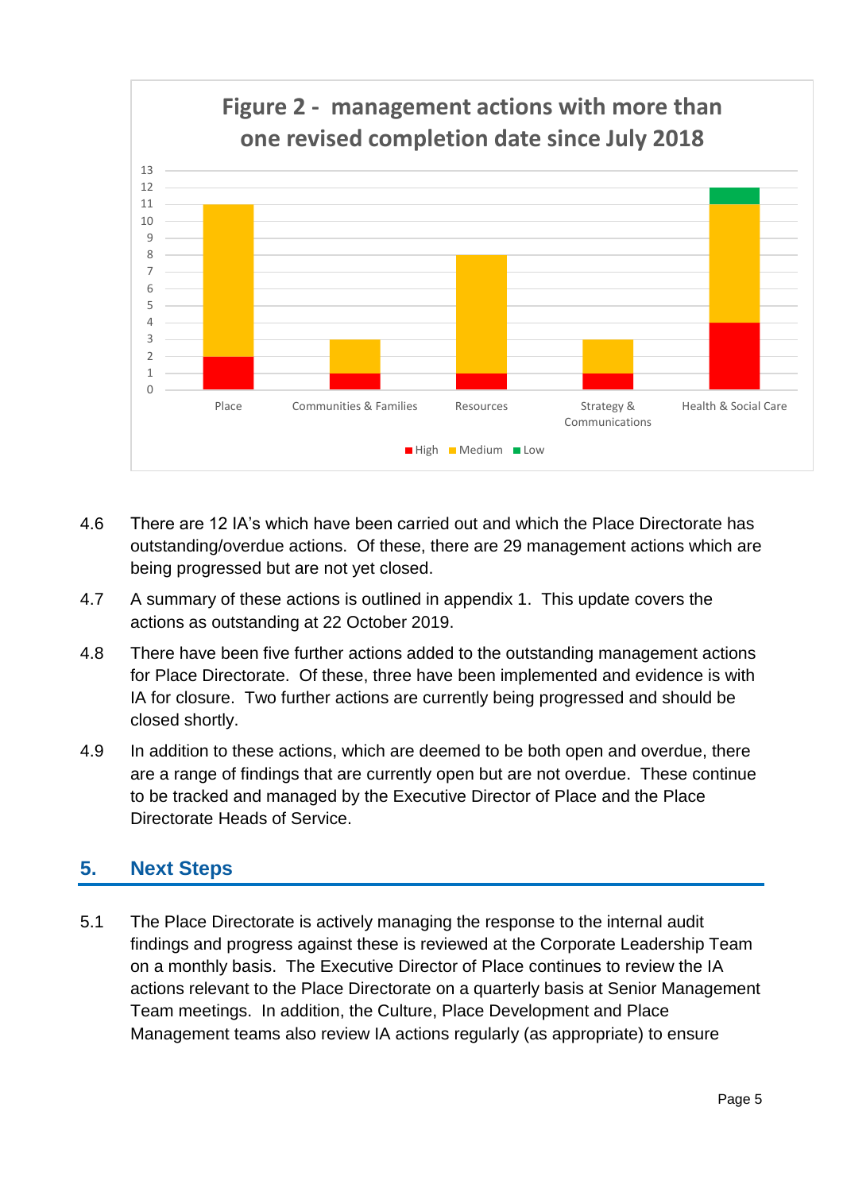**Figure 2 - management actions with more than one revised completion date since July 2018**

| Directorate | High | Medium | Low |
| --- | --- | --- | --- |
| Place | 2 | 9 | 0 |
| Communities & Families | 1 | 2 | 0 |
| Resources | 1 | 7 | 0 |
| Strategy & Communications | 1 | 2 | 0 |
| Health & Social Care | 4 | 7 | 1 |

4.6 There are 12 IA's which have been carried out and which the Place Directorate has outstanding/overdue actions. Of these, there are 29 management actions which are being progressed but are not yet closed.

4.7 A summary of these actions is outlined in appendix 1. This update covers the actions as outstanding at 22 October 2019.

4.8 There have been five further actions added to the outstanding management actions for Place Directorate. Of these, three have been implemented and evidence is with IA for closure. Two further actions are currently being progressed and should be closed shortly.

4.9 In addition to these actions, which are deemed to be both open and overdue, there are a range of findings that are currently open but are not overdue. These continue to be tracked and managed by the Executive Director of Place and the Place Directorate Heads of Service.

## 5. Next Steps

5.1 The Place Directorate is actively managing the response to the internal audit findings and progress against these is reviewed at the Corporate Leadership Team on a monthly basis. The Executive Director of Place continues to review the IA actions relevant to the Place Directorate on a quarterly basis at Senior Management Team meetings. In addition, the Culture, Place Development and Place Management teams also review IA actions regularly (as appropriate) to ensure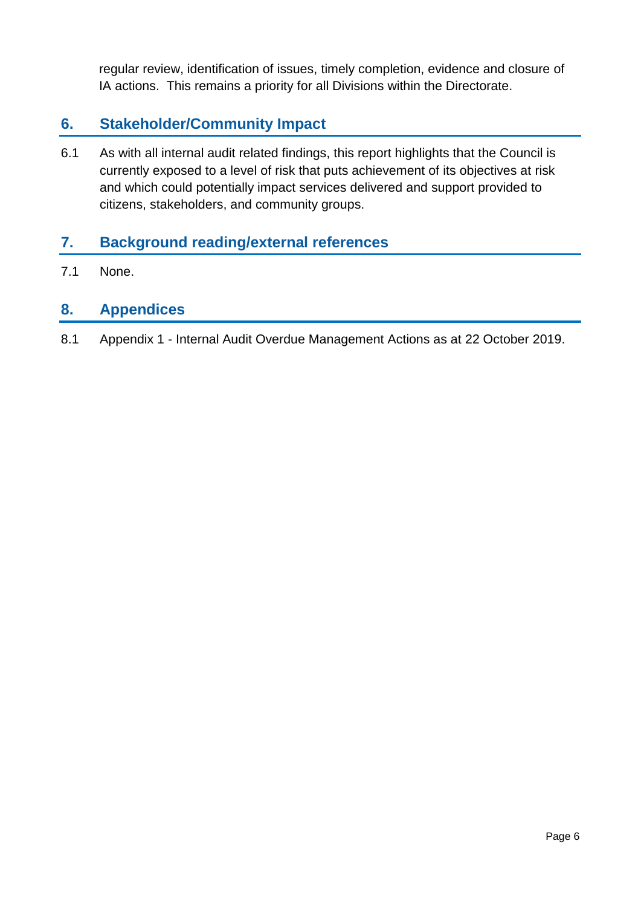regular review, identification of issues, timely completion, evidence and closure of IA actions. This remains a priority for all Divisions within the Directorate.

## 6. Stakeholder/Community Impact

6.1 As with all internal audit related findings, this report highlights that the Council is currently exposed to a level of risk that puts achievement of its objectives at risk and which could potentially impact services delivered and support provided to citizens, stakeholders, and community groups.

## 7. Background reading/external references

7.1 None.

## 8. Appendices

8.1 Appendix 1 - Internal Audit Overdue Management Actions as at 22 October 2019.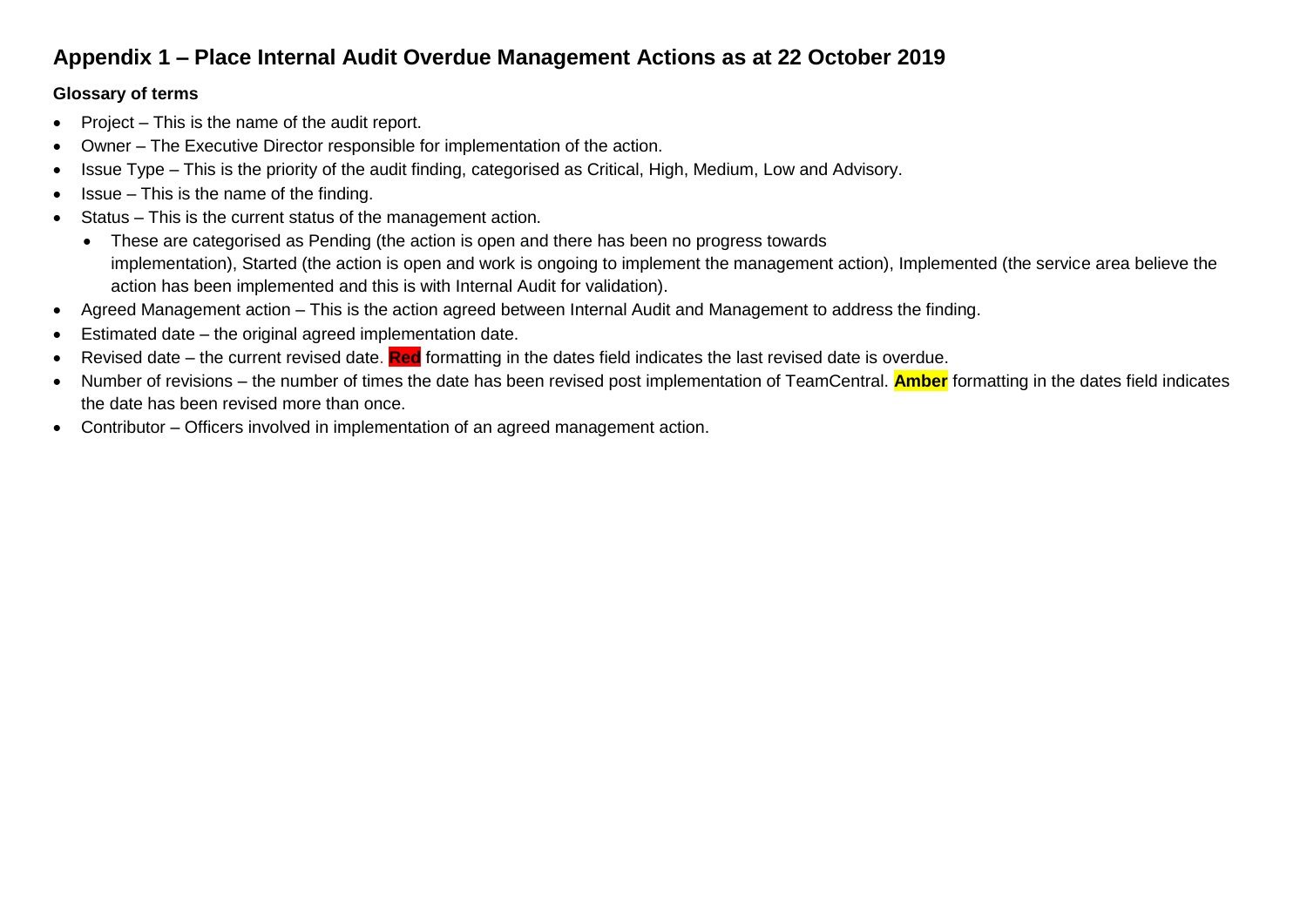## Appendix 1 – Place Internal Audit Overdue Management Actions as at 22 October 2019

### Glossary of terms

- Project – This is the name of the audit report.
- Owner – The Executive Director responsible for implementation of the action.
- Issue Type – This is the priority of the audit finding, categorised as Critical, High, Medium, Low and Advisory.
- Issue – This is the name of the finding.
- Status – This is the current status of the management action.
  - These are categorised as Pending (the action is open and there has been no progress towards implementation), Started (the action is open and work is ongoing to implement the management action), Implemented (the service area believe the action has been implemented and this is with Internal Audit for validation).
- Agreed Management action – This is the action agreed between Internal Audit and Management to address the finding.
- Estimated date – the original agreed implementation date.
- Revised date – the current revised date. **Red** formatting in the dates field indicates the last revised date is overdue.
- Number of revisions – the number of times the date has been revised post implementation of TeamCentral. **Amber** formatting in the dates field indicates the date has been revised more than once.
- Contributor – Officers involved in implementation of an agreed management action.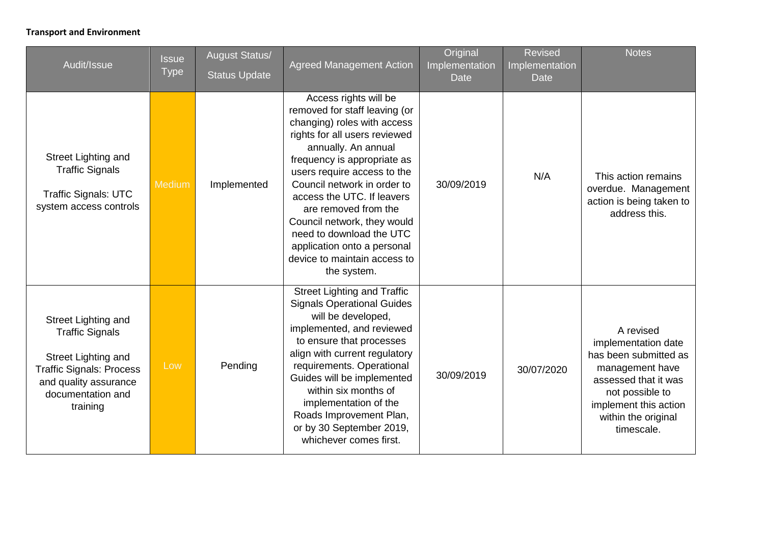**Transport and Environment**

| Audit/Issue | Issue Type | August Status/ Status Update | Agreed Management Action | Original Implementation Date | Revised Implementation Date | Notes |
|---|---|---|---|---|---|---|
| Street Lighting and Traffic Signals<br><br>Traffic Signals: UTC system access controls | Medium | Implemented | Access rights will be removed for staff leaving (or changing) roles with access rights for all users reviewed annually. An annual frequency is appropriate as users require access to the Council network in order to access the UTC. If leavers are removed from the Council network, they would need to download the UTC application onto a personal device to maintain access to the system. | 30/09/2019 | N/A | This action remains overdue. Management action is being taken to address this. |
| Street Lighting and Traffic Signals<br><br>Street Lighting and Traffic Signals: Process and quality assurance documentation and training | Low | Pending | Street Lighting and Traffic Signals Operational Guides will be developed, implemented, and reviewed to ensure that processes align with current regulatory requirements. Operational Guides will be implemented within six months of implementation of the Roads Improvement Plan, or by 30 September 2019, whichever comes first. | 30/09/2019 | 30/07/2020 | A revised implementation date has been submitted as management have assessed that it was not possible to implement this action within the original timescale. |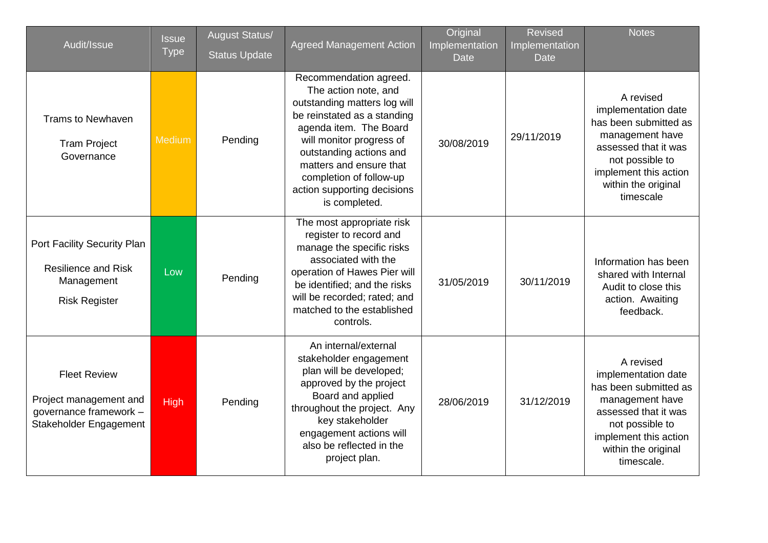| Audit/Issue | Issue Type | August Status/ Status Update | Agreed Management Action | Original Implementation Date | Revised Implementation Date | Notes |
| --- | --- | --- | --- | --- | --- | --- |
| Trams to Newhaven<br><br>Tram Project Governance | Medium | Pending | Recommendation agreed. The action note, and outstanding matters log will be reinstated as a standing agenda item. The Board will monitor progress of outstanding actions and matters and ensure that completion of follow-up action supporting decisions is completed. | 30/08/2019 | 29/11/2019 | A revised implementation date has been submitted as management have assessed that it was not possible to implement this action within the original timescale |
| Port Facility Security Plan<br><br>Resilience and Risk Management<br><br>Risk Register | Low | Pending | The most appropriate risk register to record and manage the specific risks associated with the operation of Hawes Pier will be identified; and the risks will be recorded; rated; and matched to the established controls. | 31/05/2019 | 30/11/2019 | Information has been shared with Internal Audit to close this action. Awaiting feedback. |
| Fleet Review<br><br>Project management and governance framework – Stakeholder Engagement | High | Pending | An internal/external stakeholder engagement plan will be developed; approved by the project Board and applied throughout the project. Any key stakeholder engagement actions will also be reflected in the project plan. | 28/06/2019 | 31/12/2019 | A revised implementation date has been submitted as management have assessed that it was not possible to implement this action within the original timescale. |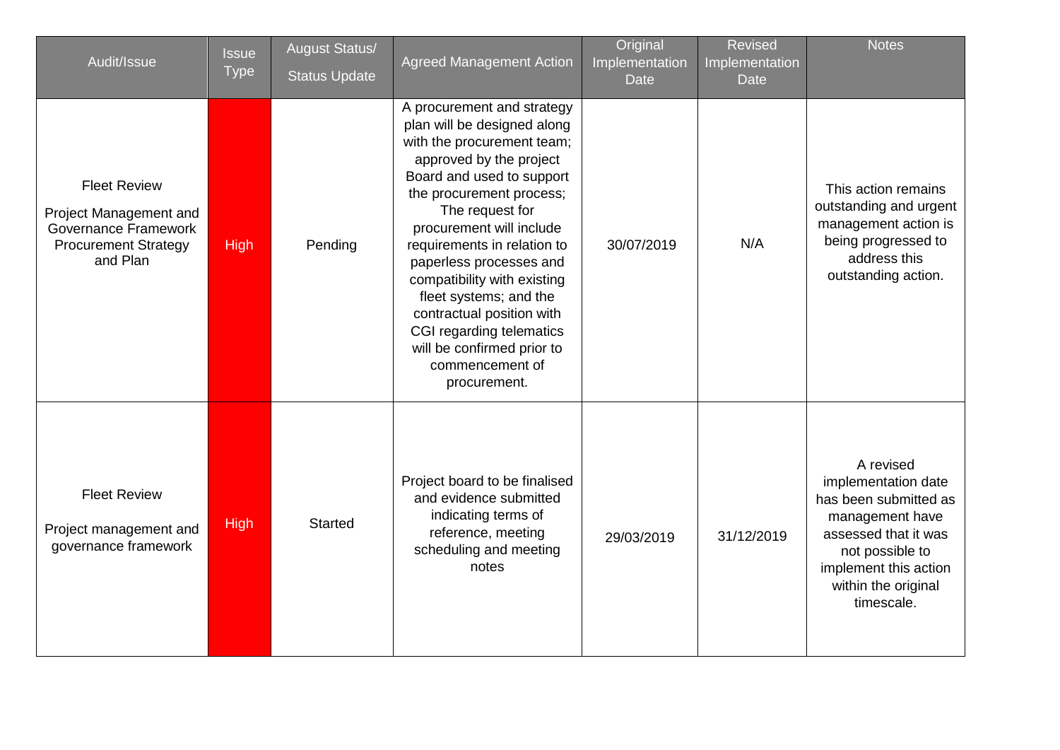| Audit/Issue | Issue Type | August Status/ Status Update | Agreed Management Action | Original Implementation Date | Revised Implementation Date | Notes |
|---|---|---|---|---|---|---|
| Fleet Review<br><br>Project Management and Governance Framework Procurement Strategy and Plan | High | Pending | A procurement and strategy plan will be designed along with the procurement team; approved by the project Board and used to support the procurement process; The request for procurement will include requirements in relation to paperless processes and compatibility with existing fleet systems; and the contractual position with CGI regarding telematics will be confirmed prior to commencement of procurement. | 30/07/2019 | N/A | This action remains outstanding and urgent management action is being progressed to address this outstanding action. |
| Fleet Review<br><br>Project management and governance framework | High | Started | Project board to be finalised and evidence submitted indicating terms of reference, meeting scheduling and meeting notes | 29/03/2019 | 31/12/2019 | A revised implementation date has been submitted as management have assessed that it was not possible to implement this action within the original timescale. |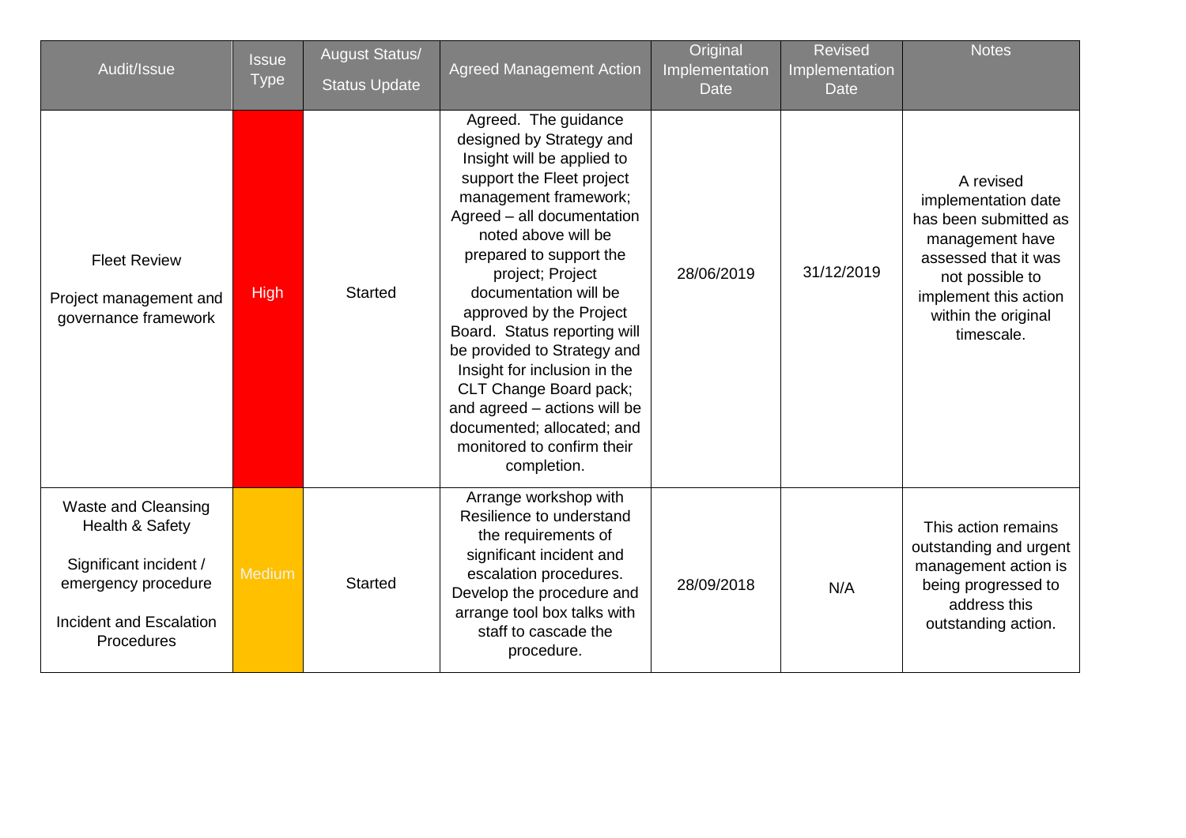| Audit/Issue | Issue Type | August Status/ Status Update | Agreed Management Action | Original Implementation Date | Revised Implementation Date | Notes |
|---|---|---|---|---|---|---|
| Fleet Review<br><br>Project management and governance framework | High | Started | Agreed. The guidance designed by Strategy and Insight will be applied to support the Fleet project management framework; Agreed – all documentation noted above will be prepared to support the project; Project documentation will be approved by the Project Board. Status reporting will be provided to Strategy and Insight for inclusion in the CLT Change Board pack; and agreed – actions will be documented; allocated; and monitored to confirm their completion. | 28/06/2019 | 31/12/2019 | A revised implementation date has been submitted as management have assessed that it was not possible to implement this action within the original timescale. |
| Waste and Cleansing Health & Safety<br><br>Significant incident / emergency procedure<br><br>Incident and Escalation Procedures | Medium | Started | Arrange workshop with Resilience to understand the requirements of significant incident and escalation procedures. Develop the procedure and arrange tool box talks with staff to cascade the procedure. | 28/09/2018 | N/A | This action remains outstanding and urgent management action is being progressed to address this outstanding action. |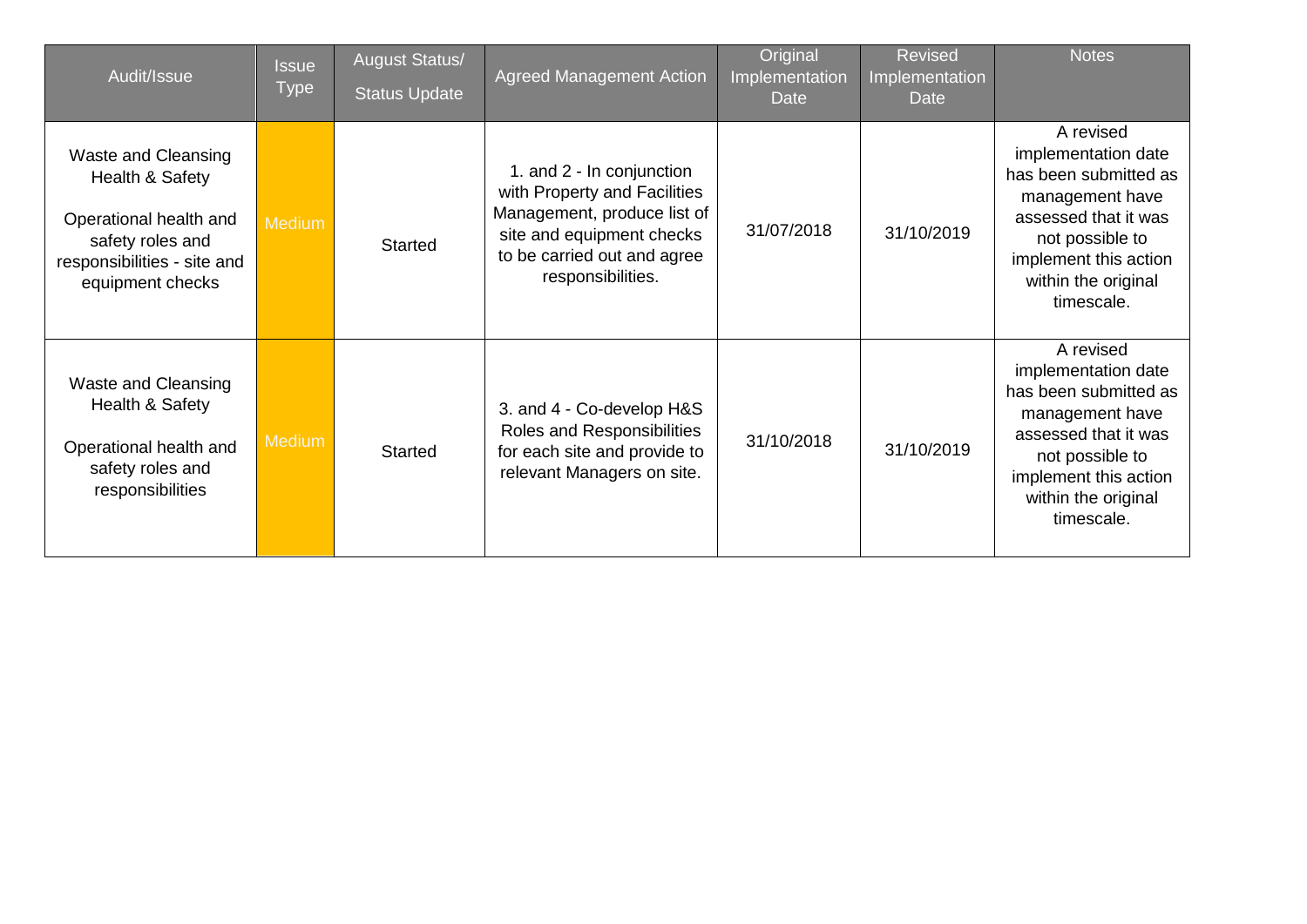| Audit/Issue | Issue Type | August Status/ Status Update | Agreed Management Action | Original Implementation Date | Revised Implementation Date | Notes |
|---|---|---|---|---|---|---|
| Waste and Cleansing Health & Safety<br><br>Operational health and safety roles and responsibilities - site and equipment checks | Medium | Started | 1. and 2 - In conjunction with Property and Facilities Management, produce list of site and equipment checks to be carried out and agree responsibilities. | 31/07/2018 | 31/10/2019 | A revised implementation date has been submitted as management have assessed that it was not possible to implement this action within the original timescale. |
| Waste and Cleansing Health & Safety<br><br>Operational health and safety roles and responsibilities | Medium | Started | 3. and 4 - Co-develop H&S Roles and Responsibilities for each site and provide to relevant Managers on site. | 31/10/2018 | 31/10/2019 | A revised implementation date has been submitted as management have assessed that it was not possible to implement this action within the original timescale. |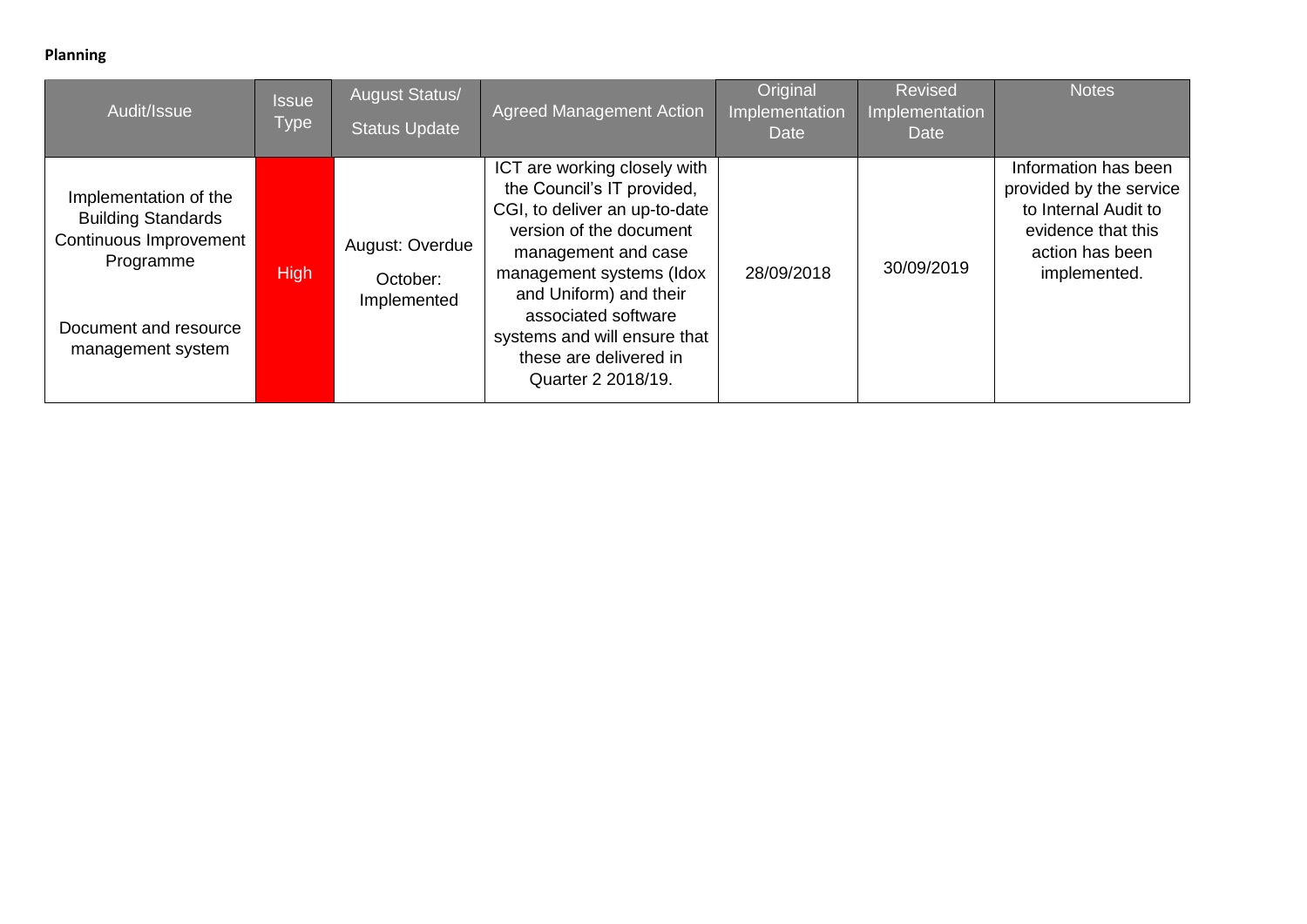**Planning**

| Audit/Issue | Issue Type | August Status/ Status Update | Agreed Management Action | Original Implementation Date | Revised Implementation Date | Notes |
|---|---|---|---|---|---|---|
| Implementation of the Building Standards Continuous Improvement Programme<br><br>Document and resource management system | High | August: Overdue<br><br>October: Implemented | ICT are working closely with the Council's IT provided, CGI, to deliver an up-to-date version of the document management and case management systems (Idox and Uniform) and their associated software systems and will ensure that these are delivered in Quarter 2 2018/19. | 28/09/2018 | 30/09/2019 | Information has been provided by the service to Internal Audit to evidence that this action has been implemented. |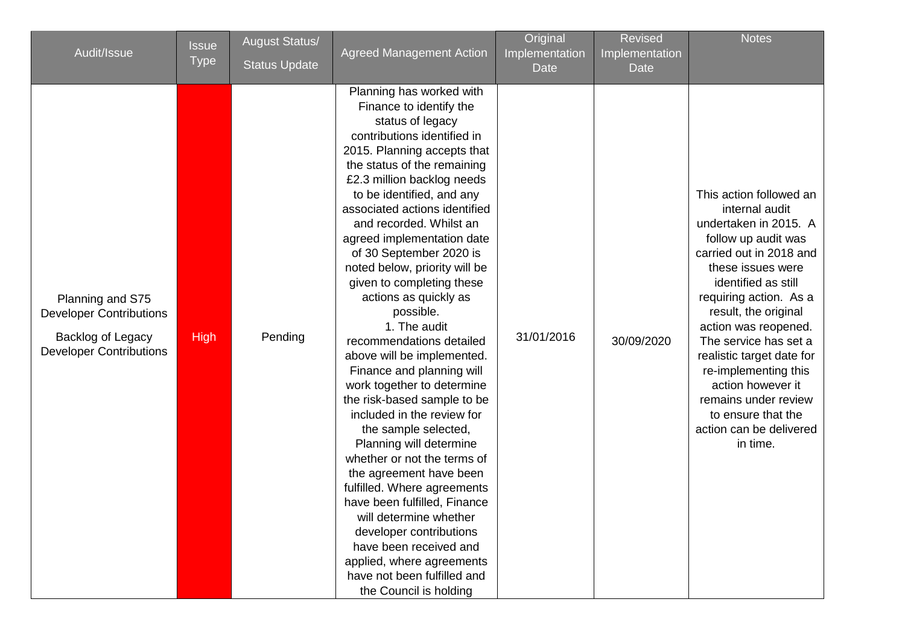| Audit/Issue | Issue Type | August Status/ Status Update | Agreed Management Action | Original Implementation Date | Revised Implementation Date | Notes |
|---|---|---|---|---|---|---|
| Planning and S75 Developer Contributions<br><br>Backlog of Legacy Developer Contributions | High | Pending | Planning has worked with Finance to identify the status of legacy contributions identified in 2015. Planning accepts that the status of the remaining £2.3 million backlog needs to be identified, and any associated actions identified and recorded. Whilst an agreed implementation date of 30 September 2020 is noted below, priority will be given to completing these actions as quickly as possible.<br>1. The audit recommendations detailed above will be implemented. Finance and planning will work together to determine the risk-based sample to be included in the review for the sample selected, Planning will determine whether or not the terms of the agreement have been fulfilled. Where agreements have been fulfilled, Finance will determine whether developer contributions have been received and applied, where agreements have not been fulfilled and the Council is holding | 31/01/2016 | 30/09/2020 | This action followed an internal audit undertaken in 2015. A follow up audit was carried out in 2018 and these issues were identified as still requiring action. As a result, the original action was reopened. The service has set a realistic target date for re-implementing this action however it remains under review to ensure that the action can be delivered in time. |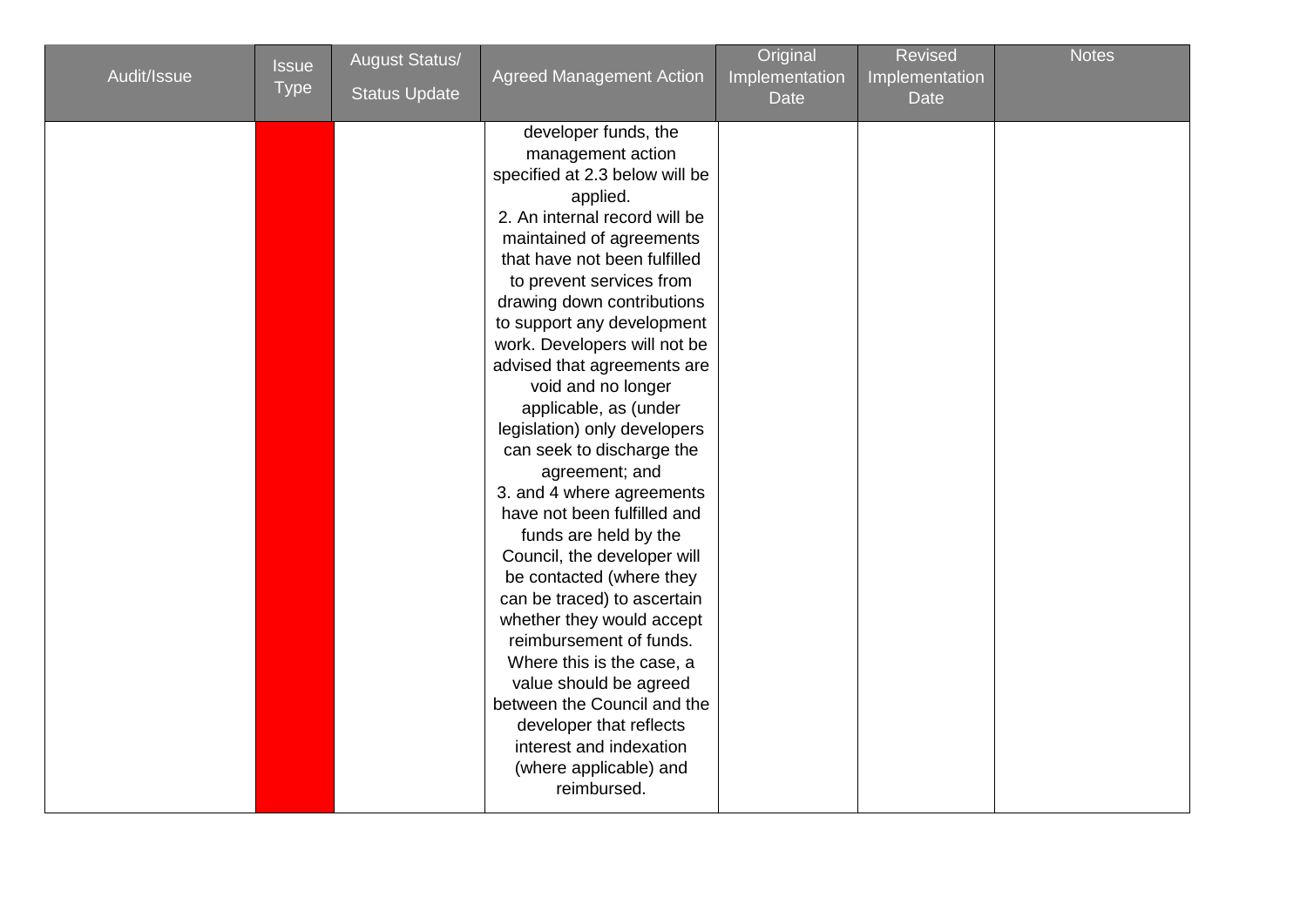| Audit/Issue | Issue Type | August Status/ Status Update | Agreed Management Action | Original Implementation Date | Revised Implementation Date | Notes |
|---|---|---|---|---|---|---|
| | | | developer funds, the management action specified at 2.3 below will be applied.<br>2. An internal record will be maintained of agreements that have not been fulfilled to prevent services from drawing down contributions to support any development work. Developers will not be advised that agreements are void and no longer applicable, as (under legislation) only developers can seek to discharge the agreement; and<br>3. and 4 where agreements have not been fulfilled and funds are held by the Council, the developer will be contacted (where they can be traced) to ascertain whether they would accept reimbursement of funds. Where this is the case, a value should be agreed between the Council and the developer that reflects interest and indexation (where applicable) and reimbursed. | | | |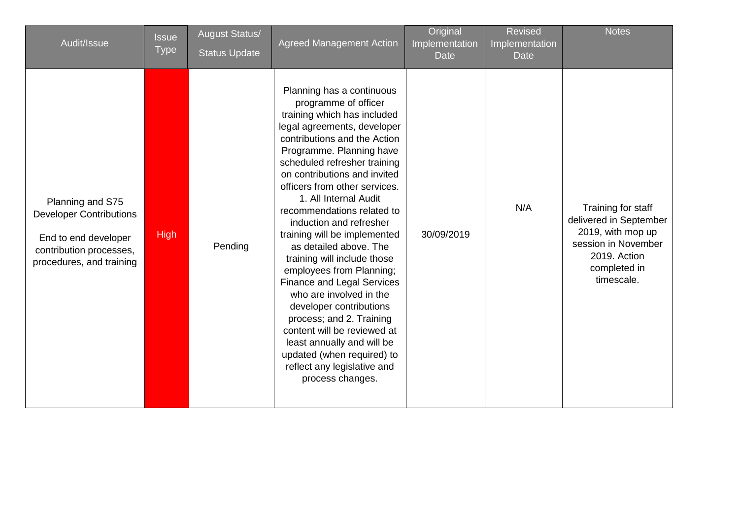| Audit/Issue | Issue Type | August Status/ Status Update | Agreed Management Action | Original Implementation Date | Revised Implementation Date | Notes |
|---|---|---|---|---|---|---|
| Planning and S75 Developer Contributions<br><br>End to end developer contribution processes, procedures, and training | High | Pending | Planning has a continuous programme of officer training which has included legal agreements, developer contributions and the Action Programme. Planning have scheduled refresher training on contributions and invited officers from other services. 1. All Internal Audit recommendations related to induction and refresher training will be implemented as detailed above. The training will include those employees from Planning; Finance and Legal Services who are involved in the developer contributions process; and 2. Training content will be reviewed at least annually and will be updated (when required) to reflect any legislative and process changes. | 30/09/2019 | N/A | Training for staff delivered in September 2019, with mop up session in November 2019. Action completed in timescale. |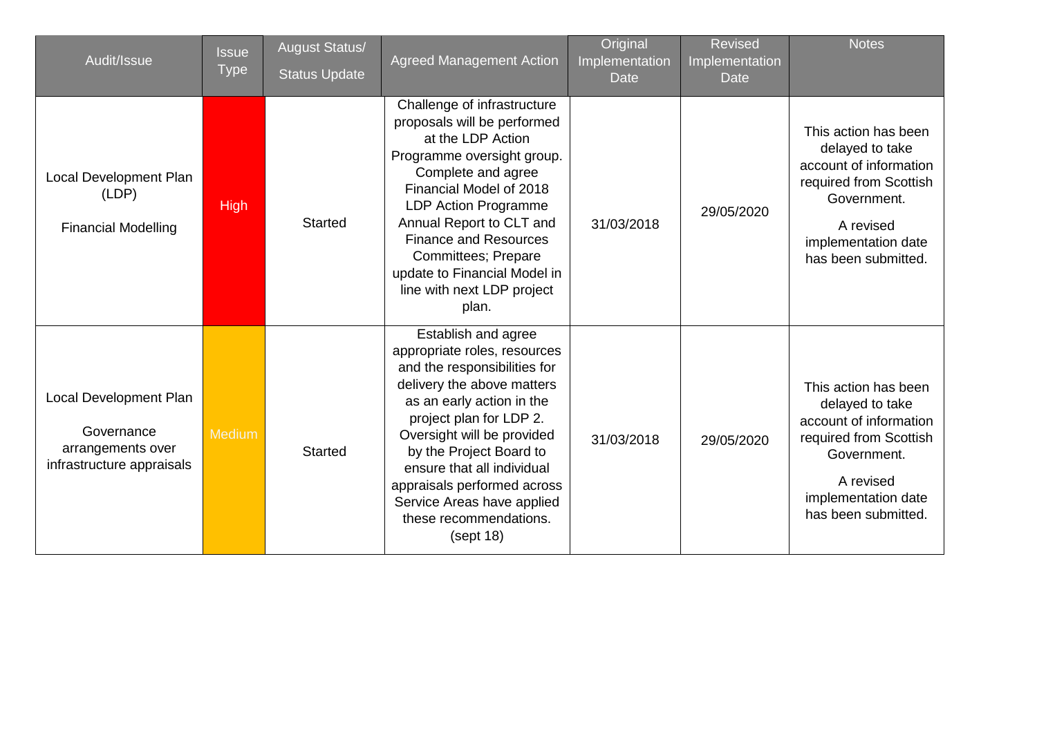| Audit/Issue | Issue Type | August Status/ Status Update | Agreed Management Action | Original Implementation Date | Revised Implementation Date | Notes |
|---|---|---|---|---|---|---|
| Local Development Plan (LDP) Financial Modelling | High | Started | Challenge of infrastructure proposals will be performed at the LDP Action Programme oversight group. Complete and agree Financial Model of 2018 LDP Action Programme Annual Report to CLT and Finance and Resources Committees; Prepare update to Financial Model in line with next LDP project plan. | 31/03/2018 | 29/05/2020 | This action has been delayed to take account of information required from Scottish Government. A revised implementation date has been submitted. |
| Local Development Plan Governance arrangements over infrastructure appraisals | Medium | Started | Establish and agree appropriate roles, resources and the responsibilities for delivery the above matters as an early action in the project plan for LDP 2. Oversight will be provided by the Project Board to ensure that all individual appraisals performed across Service Areas have applied these recommendations. (sept 18) | 31/03/2018 | 29/05/2020 | This action has been delayed to take account of information required from Scottish Government. A revised implementation date has been submitted. |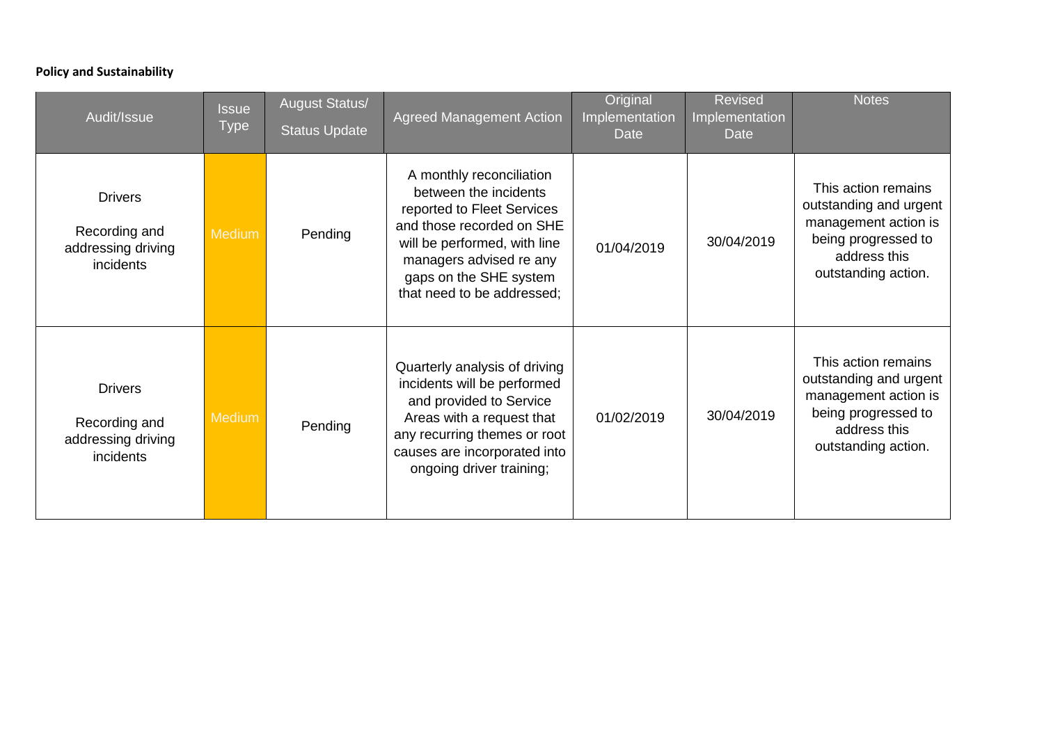**Policy and Sustainability**

| Audit/Issue | Issue Type | August Status/ Status Update | Agreed Management Action | Original Implementation Date | Revised Implementation Date | Notes |
|---|---|---|---|---|---|---|
| Drivers<br><br>Recording and addressing driving incidents | Medium | Pending | A monthly reconciliation between the incidents reported to Fleet Services and those recorded on SHE will be performed, with line managers advised re any gaps on the SHE system that need to be addressed; | 01/04/2019 | 30/04/2019 | This action remains outstanding and urgent management action is being progressed to address this outstanding action. |
| Drivers<br><br>Recording and addressing driving incidents | Medium | Pending | Quarterly analysis of driving incidents will be performed and provided to Service Areas with a request that any recurring themes or root causes are incorporated into ongoing driver training; | 01/02/2019 | 30/04/2019 | This action remains outstanding and urgent management action is being progressed to address this outstanding action. |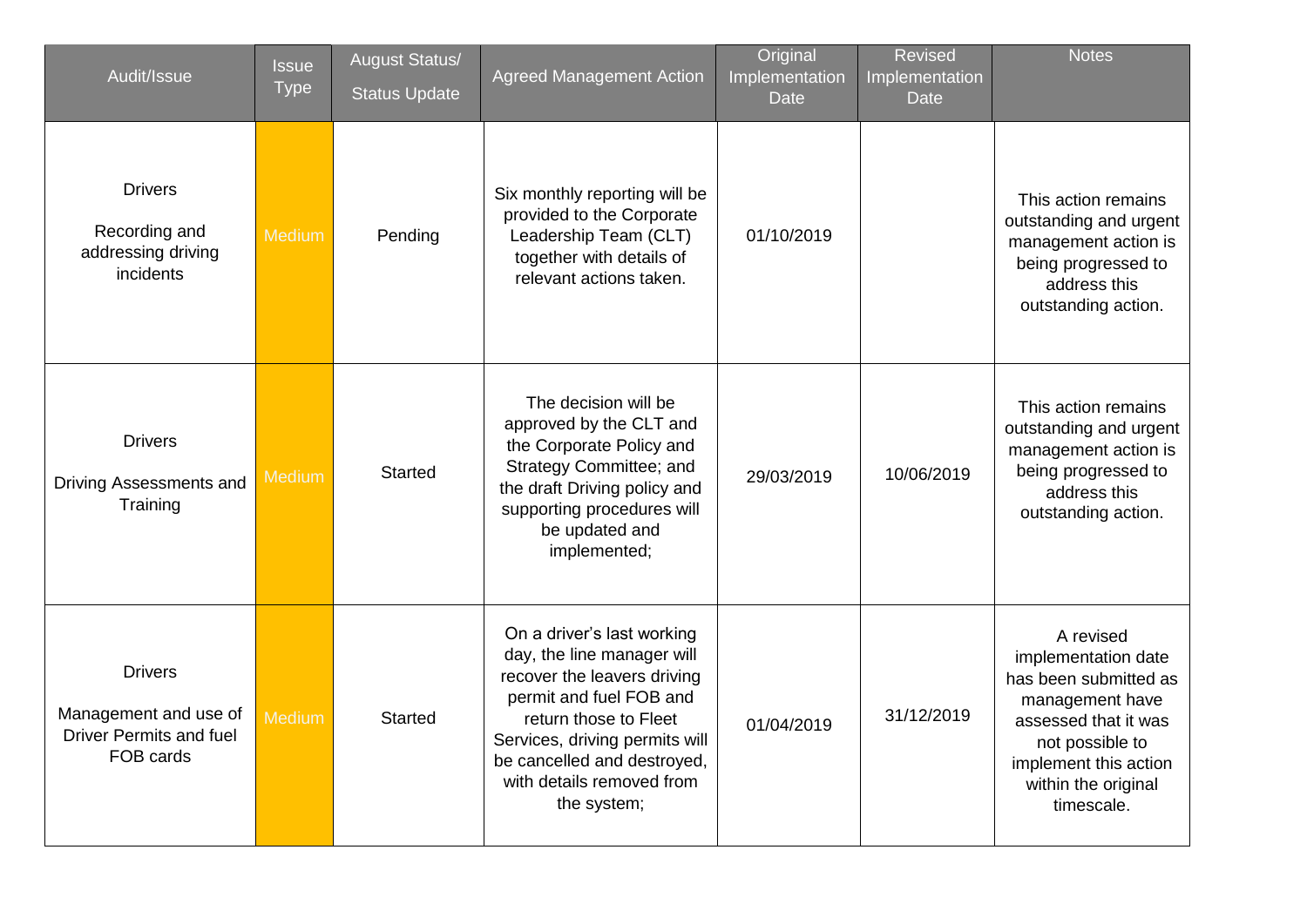| Audit/Issue | Issue Type | August Status/ Status Update | Agreed Management Action | Original Implementation Date | Revised Implementation Date | Notes |
|---|---|---|---|---|---|---|
| Drivers<br><br>Recording and addressing driving incidents | Medium | Pending | Six monthly reporting will be provided to the Corporate Leadership Team (CLT) together with details of relevant actions taken. | 01/10/2019 | | This action remains outstanding and urgent management action is being progressed to address this outstanding action. |
| Drivers<br><br>Driving Assessments and Training | Medium | Started | The decision will be approved by the CLT and the Corporate Policy and Strategy Committee; and the draft Driving policy and supporting procedures will be updated and implemented; | 29/03/2019 | 10/06/2019 | This action remains outstanding and urgent management action is being progressed to address this outstanding action. |
| Drivers<br><br>Management and use of Driver Permits and fuel FOB cards | Medium | Started | On a driver's last working day, the line manager will recover the leavers driving permit and fuel FOB and return those to Fleet Services, driving permits will be cancelled and destroyed, with details removed from the system; | 01/04/2019 | 31/12/2019 | A revised implementation date has been submitted as management have assessed that it was not possible to implement this action within the original timescale. |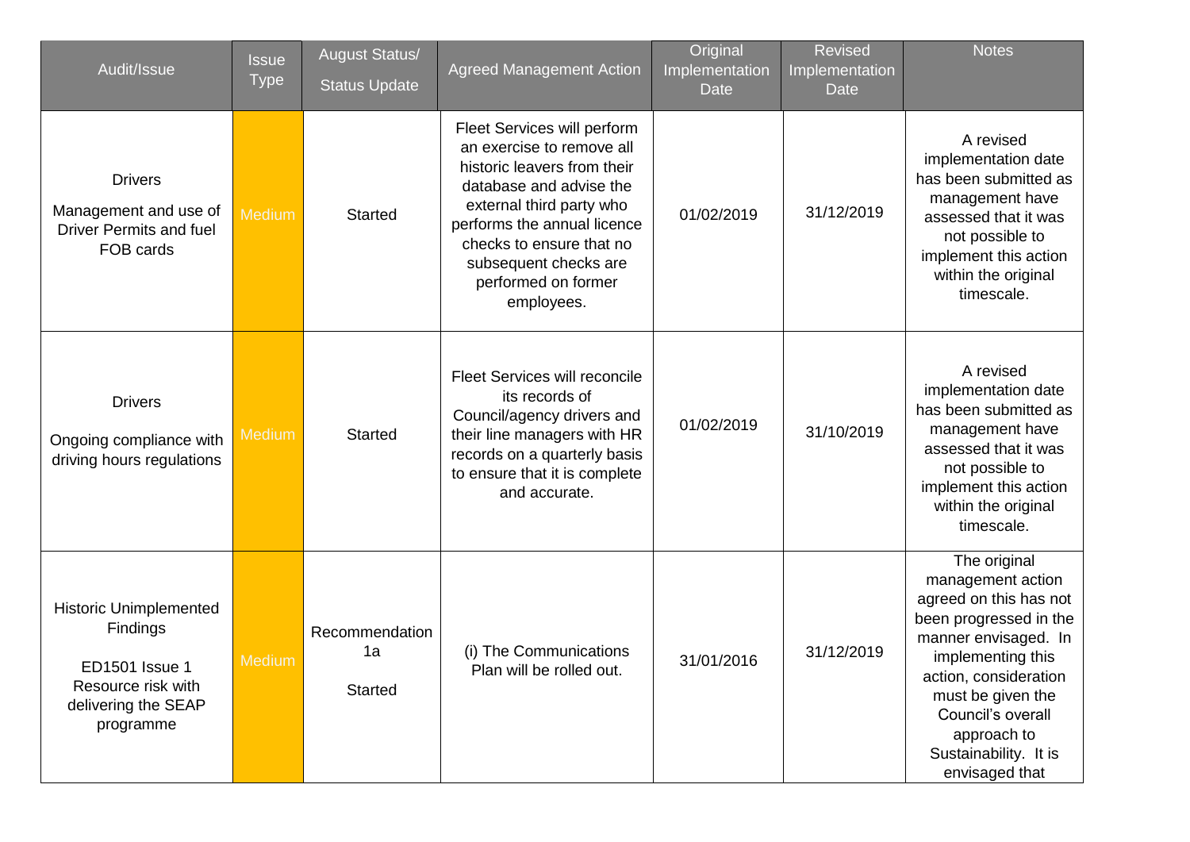| Audit/Issue | Issue Type | August Status/ Status Update | Agreed Management Action | Original Implementation Date | Revised Implementation Date | Notes |
|---|---|---|---|---|---|---|
| Drivers<br><br>Management and use of Driver Permits and fuel FOB cards | Medium | Started | Fleet Services will perform an exercise to remove all historic leavers from their database and advise the external third party who performs the annual licence checks to ensure that no subsequent checks are performed on former employees. | 01/02/2019 | 31/12/2019 | A revised implementation date has been submitted as management have assessed that it was not possible to implement this action within the original timescale. |
| Drivers<br><br>Ongoing compliance with driving hours regulations | Medium | Started | Fleet Services will reconcile its records of Council/agency drivers and their line managers with HR records on a quarterly basis to ensure that it is complete and accurate. | 01/02/2019 | 31/10/2019 | A revised implementation date has been submitted as management have assessed that it was not possible to implement this action within the original timescale. |
| Historic Unimplemented Findings<br><br>ED1501 Issue 1 Resource risk with delivering the SEAP programme | Medium | Recommendation 1a<br><br>Started | (i) The Communications Plan will be rolled out. | 31/01/2016 | 31/12/2019 | The original management action agreed on this has not been progressed in the manner envisaged. In implementing this action, consideration must be given the Council's overall approach to Sustainability. It is envisaged that |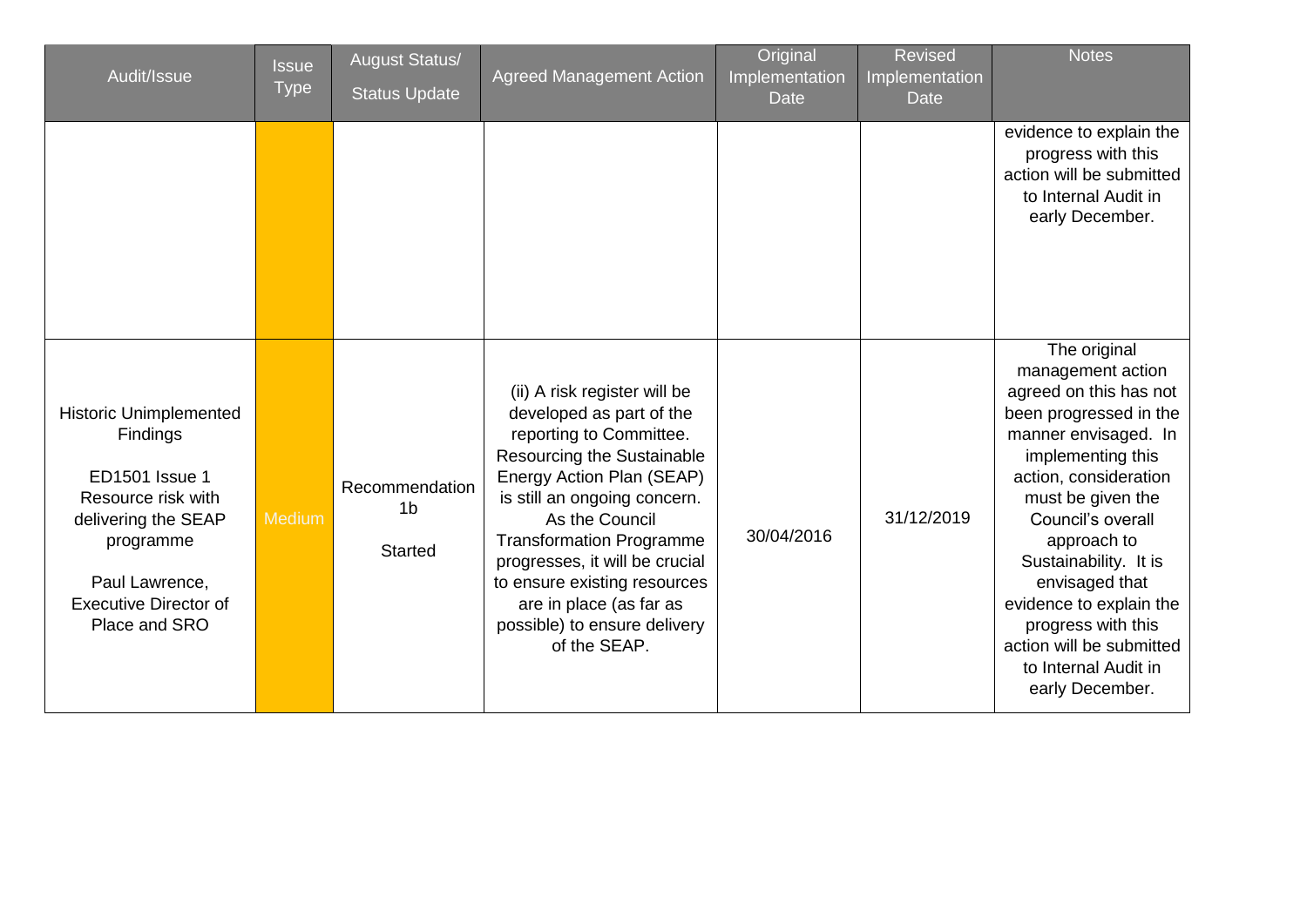| Audit/Issue | Issue Type | August Status/ Status Update | Agreed Management Action | Original Implementation Date | Revised Implementation Date | Notes |
|---|---|---|---|---|---|---|
| | | | | | | evidence to explain the progress with this action will be submitted to Internal Audit in early December. |
| Historic Unimplemented Findings<br><br>ED1501 Issue 1 Resource risk with delivering the SEAP programme<br><br>Paul Lawrence, Executive Director of Place and SRO | Medium | Recommendation 1b<br><br>Started | (ii) A risk register will be developed as part of the reporting to Committee. Resourcing the Sustainable Energy Action Plan (SEAP) is still an ongoing concern. As the Council Transformation Programme progresses, it will be crucial to ensure existing resources are in place (as far as possible) to ensure delivery of the SEAP. | 30/04/2016 | 31/12/2019 | The original management action agreed on this has not been progressed in the manner envisaged. In implementing this action, consideration must be given the Council's overall approach to Sustainability. It is envisaged that evidence to explain the progress with this action will be submitted to Internal Audit in early December. |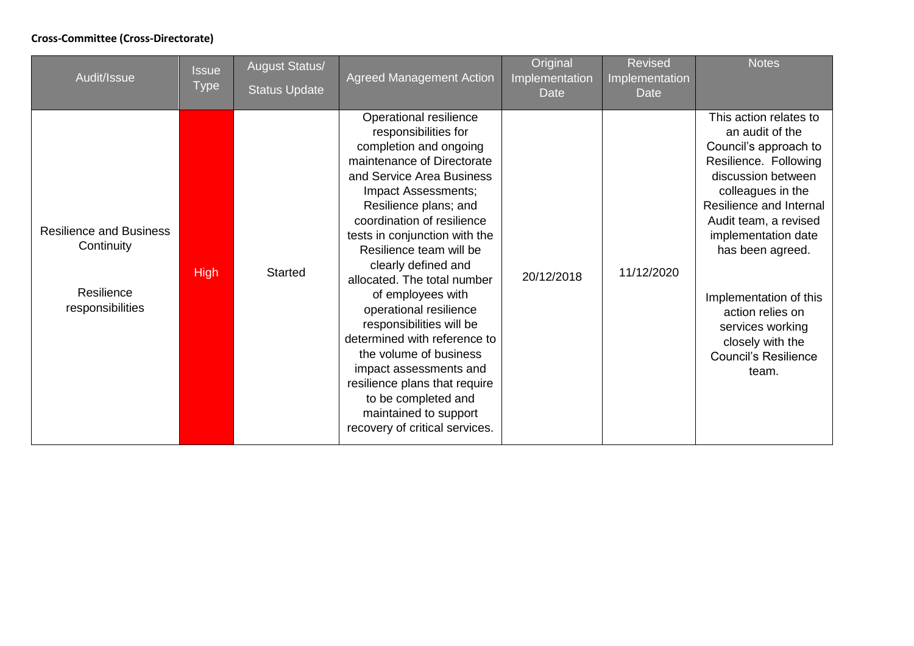**Cross-Committee (Cross-Directorate)**

| Audit/Issue | Issue Type | August Status/ Status Update | Agreed Management Action | Original Implementation Date | Revised Implementation Date | Notes |
|---|---|---|---|---|---|---|
| Resilience and Business Continuity<br><br>Resilience responsibilities | High | Started | Operational resilience responsibilities for completion and ongoing maintenance of Directorate and Service Area Business Impact Assessments; Resilience plans; and coordination of resilience tests in conjunction with the Resilience team will be clearly defined and allocated. The total number of employees with operational resilience responsibilities will be determined with reference to the volume of business impact assessments and resilience plans that require to be completed and maintained to support recovery of critical services. | 20/12/2018 | 11/12/2020 | This action relates to an audit of the Council's approach to Resilience. Following discussion between colleagues in the Resilience and Internal Audit team, a revised implementation date has been agreed.<br><br>Implementation of this action relies on services working closely with the Council's Resilience team. |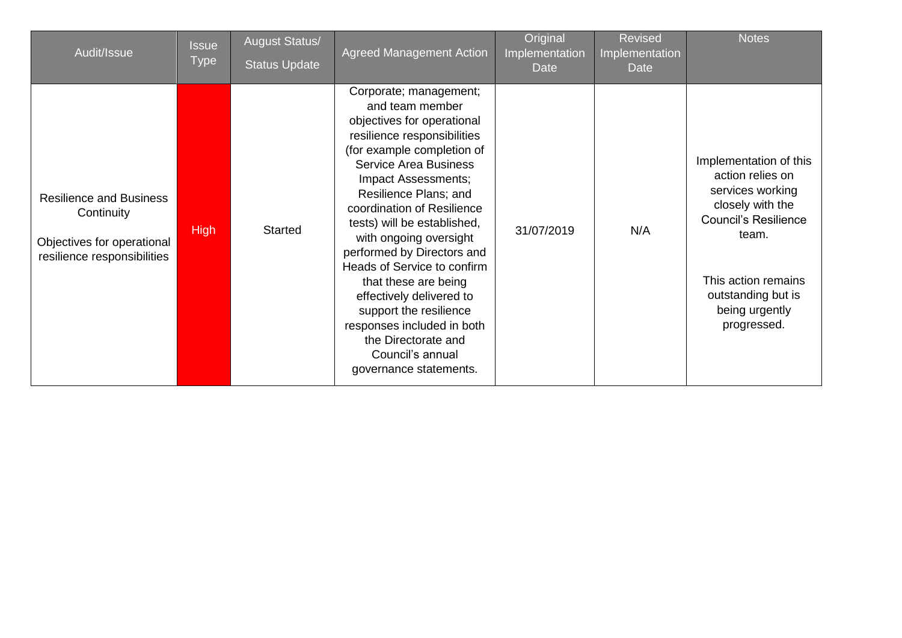| Audit/Issue | Issue Type | August Status/ Status Update | Agreed Management Action | Original Implementation Date | Revised Implementation Date | Notes |
|---|---|---|---|---|---|---|
| Resilience and Business Continuity<br><br>Objectives for operational resilience responsibilities | High | Started | Corporate; management; and team member objectives for operational resilience responsibilities (for example completion of Service Area Business Impact Assessments; Resilience Plans; and coordination of Resilience tests) will be established, with ongoing oversight performed by Directors and Heads of Service to confirm that these are being effectively delivered to support the resilience responses included in both the Directorate and Council's annual governance statements. | 31/07/2019 | N/A | Implementation of this action relies on services working closely with the Council's Resilience team.<br><br>This action remains outstanding but is being urgently progressed. |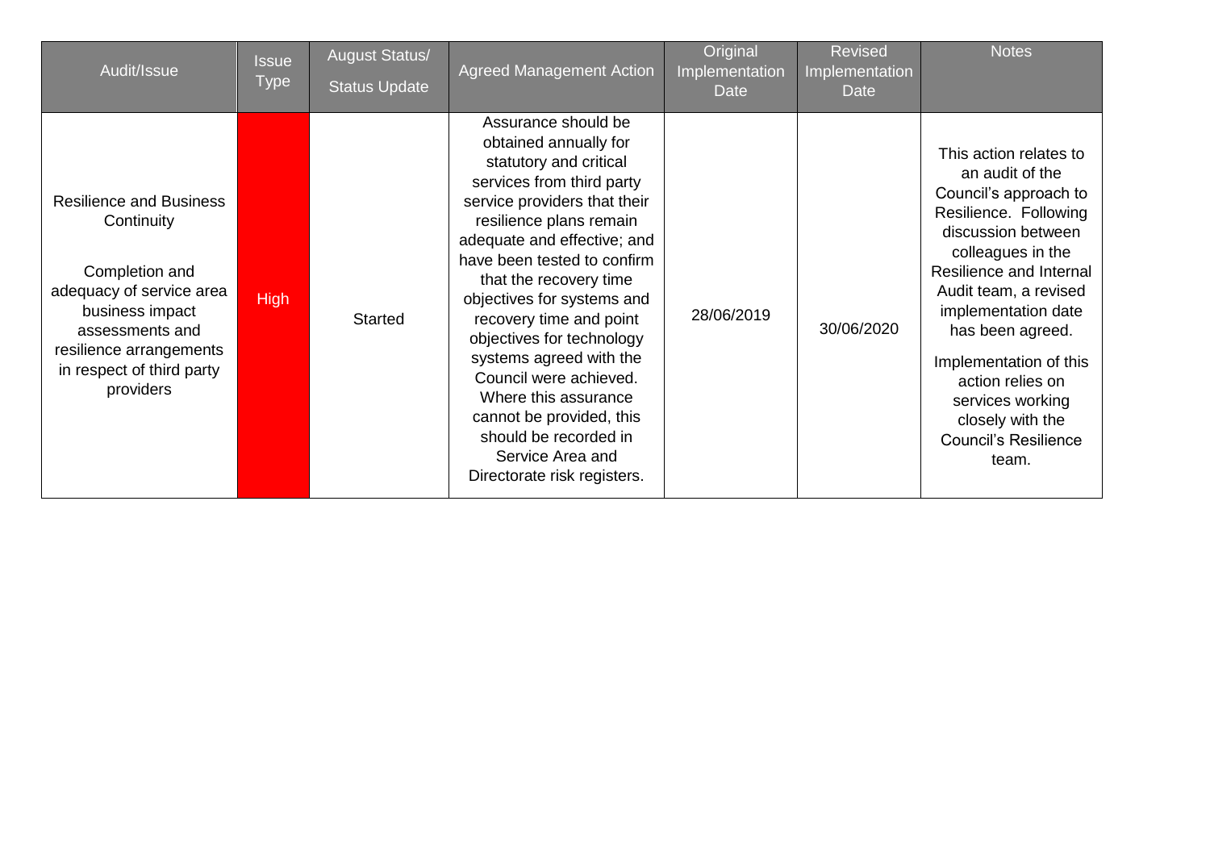| Audit/Issue | Issue Type | August Status/ Status Update | Agreed Management Action | Original Implementation Date | Revised Implementation Date | Notes |
| --- | --- | --- | --- | --- | --- | --- |
| Resilience and Business Continuity<br><br>Completion and adequacy of service area business impact assessments and resilience arrangements in respect of third party providers | High | Started | Assurance should be obtained annually for statutory and critical services from third party service providers that their resilience plans remain adequate and effective; and have been tested to confirm that the recovery time objectives for systems and recovery time and point objectives for technology systems agreed with the Council were achieved. Where this assurance cannot be provided, this should be recorded in Service Area and Directorate risk registers. | 28/06/2019 | 30/06/2020 | This action relates to an audit of the Council's approach to Resilience. Following discussion between colleagues in the Resilience and Internal Audit team, a revised implementation date has been agreed.<br><br>Implementation of this action relies on services working closely with the Council's Resilience team. |